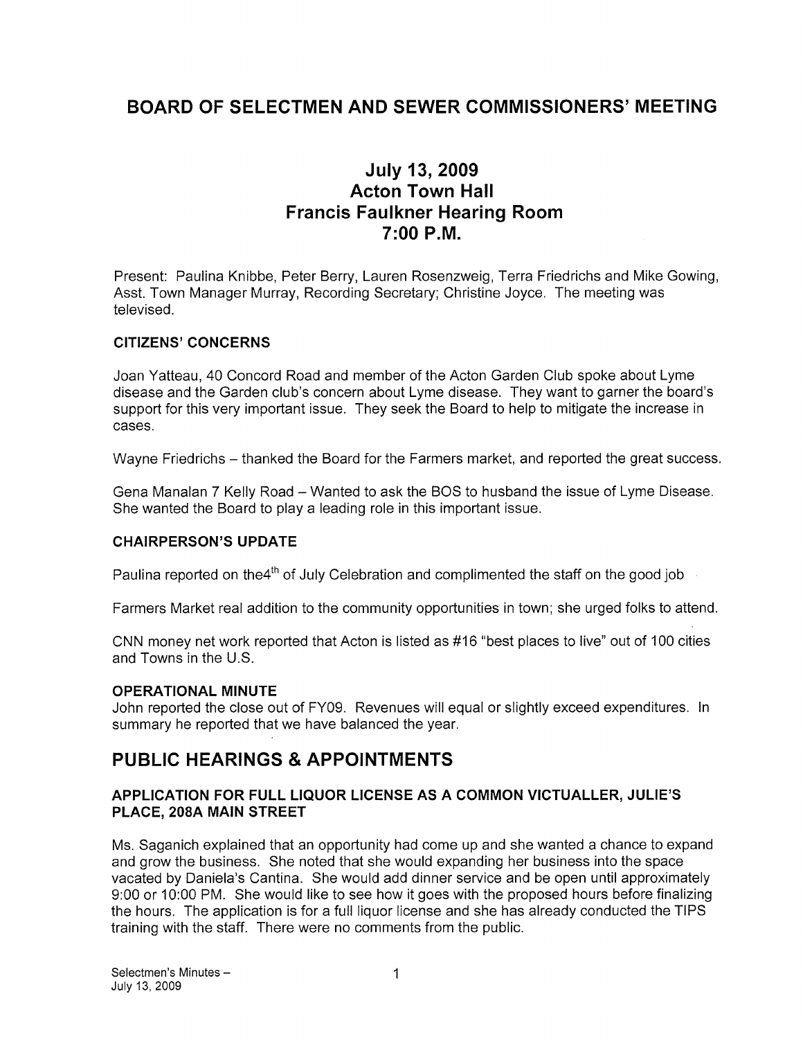# BOARD OF SELECTMEN AND SEWER COMMISSIONERS' MEETING

## July 13, 2009
## Acton Town Hall
## Francis Faulkner Hearing Room
## 7:00 P.M.

Present: Paulina Knibbe, Peter Berry, Lauren Rosenzweig, Terra Friedrichs and Mike Gowing, Asst. Town Manager Murray, Recording Secretary; Christine Joyce. The meeting was televised.

### CITIZENS' CONCERNS

Joan Yatteau, 40 Concord Road and member of the Acton Garden Club spoke about Lyme disease and the Garden club's concern about Lyme disease. They want to garner the board's support for this very important issue. They seek the Board to help to mitigate the increase in cases.

Wayne Friedrichs – thanked the Board for the Farmers market, and reported the great success.

Gena Manalan 7 Kelly Road – Wanted to ask the BOS to husband the issue of Lyme Disease. She wanted the Board to play a leading role in this important issue.

### CHAIRPERSON'S UPDATE

Paulina reported on the4th of July Celebration and complimented the staff on the good job

Farmers Market real addition to the community opportunities in town; she urged folks to attend.

CNN money net work reported that Acton is listed as #16 "best places to live" out of 100 cities and Towns in the U.S.

### OPERATIONAL MINUTE

John reported the close out of FY09. Revenues will equal or slightly exceed expenditures. In summary he reported that we have balanced the year.

## PUBLIC HEARINGS & APPOINTMENTS

### APPLICATION FOR FULL LIQUOR LICENSE AS A COMMON VICTUALLER, JULIE'S PLACE, 208A MAIN STREET

Ms. Saganich explained that an opportunity had come up and she wanted a chance to expand and grow the business. She noted that she would expanding her business into the space vacated by Daniela's Cantina. She would add dinner service and be open until approximately 9:00 or 10:00 PM. She would like to see how it goes with the proposed hours before finalizing the hours. The application is for a full liquor license and she has already conducted the TIPS training with the staff. There were no comments from the public.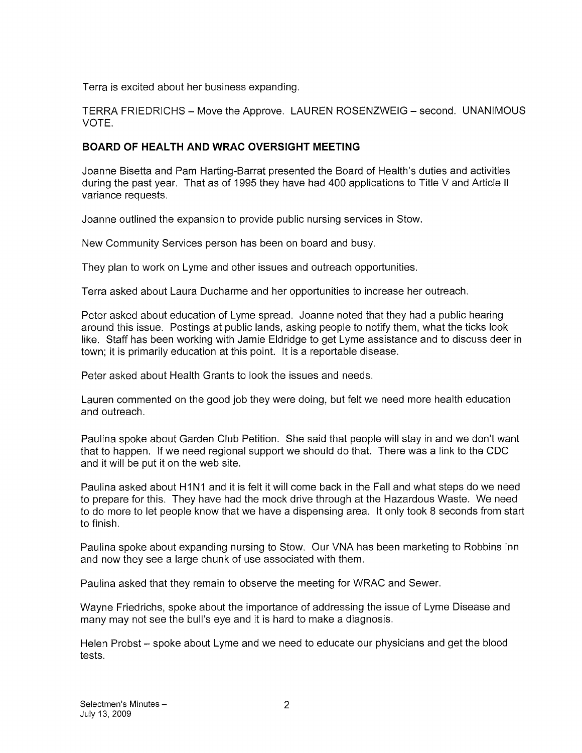Terra is excited about her business expanding.

TERRA FRIEDRICHS – Move the Approve. LAUREN ROSENZWEIG – second. UNANIMOUS VOTE.

**BOARD OF HEALTH AND WRAC OVERSIGHT MEETING**

Joanne Bisetta and Pam Harting-Barrat presented the Board of Health's duties and activities during the past year. That as of 1995 they have had 400 applications to Title V and Article II variance requests.

Joanne outlined the expansion to provide public nursing services in Stow.

New Community Services person has been on board and busy.

They plan to work on Lyme and other issues and outreach opportunities.

Terra asked about Laura Ducharme and her opportunities to increase her outreach.

Peter asked about education of Lyme spread. Joanne noted that they had a public hearing around this issue. Postings at public lands, asking people to notify them, what the ticks look like. Staff has been working with Jamie Eldridge to get Lyme assistance and to discuss deer in town; it is primarily education at this point. It is a reportable disease.

Peter asked about Health Grants to look the issues and needs.

Lauren commented on the good job they were doing, but felt we need more health education and outreach.

Paulina spoke about Garden Club Petition. She said that people will stay in and we don't want that to happen. If we need regional support we should do that. There was a link to the CDC and it will be put it on the web site.

Paulina asked about H1N1 and it is felt it will come back in the Fall and what steps do we need to prepare for this. They have had the mock drive through at the Hazardous Waste. We need to do more to let people know that we have a dispensing area. It only took 8 seconds from start to finish.

Paulina spoke about expanding nursing to Stow. Our VNA has been marketing to Robbins Inn and now they see a large chunk of use associated with them.

Paulina asked that they remain to observe the meeting for WRAC and Sewer.

Wayne Friedrichs, spoke about the importance of addressing the issue of Lyme Disease and many may not see the bull's eye and it is hard to make a diagnosis.

Helen Probst – spoke about Lyme and we need to educate our physicians and get the blood tests.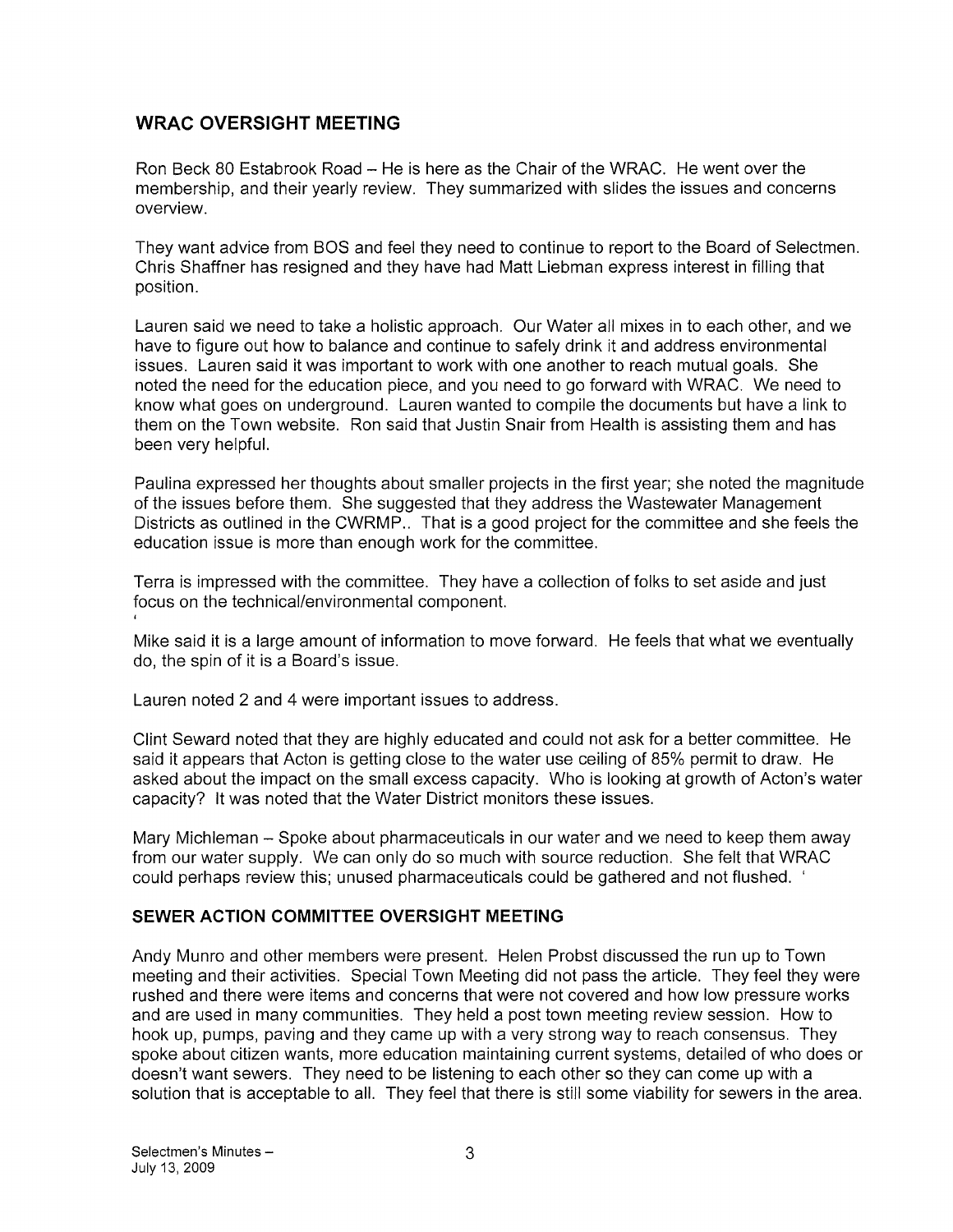## WRAC OVERSIGHT MEETING

Ron Beck 80 Estabrook Road – He is here as the Chair of the WRAC. He went over the membership, and their yearly review. They summarized with slides the issues and concerns overview.

They want advice from BOS and feel they need to continue to report to the Board of Selectmen. Chris Shaffner has resigned and they have had Matt Liebman express interest in filling that position.

Lauren said we need to take a holistic approach. Our Water all mixes in to each other, and we have to figure out how to balance and continue to safely drink it and address environmental issues. Lauren said it was important to work with one another to reach mutual goals. She noted the need for the education piece, and you need to go forward with WRAC. We need to know what goes on underground. Lauren wanted to compile the documents but have a link to them on the Town website. Ron said that Justin Snair from Health is assisting them and has been very helpful.

Paulina expressed her thoughts about smaller projects in the first year; she noted the magnitude of the issues before them. She suggested that they address the Wastewater Management Districts as outlined in the CWRMP.. That is a good project for the committee and she feels the education issue is more than enough work for the committee.

Terra is impressed with the committee. They have a collection of folks to set aside and just focus on the technical/environmental component.

Mike said it is a large amount of information to move forward. He feels that what we eventually do, the spin of it is a Board's issue.

Lauren noted 2 and 4 were important issues to address.

Clint Seward noted that they are highly educated and could not ask for a better committee. He said it appears that Acton is getting close to the water use ceiling of 85% permit to draw. He asked about the impact on the small excess capacity. Who is looking at growth of Acton's water capacity? It was noted that the Water District monitors these issues.

Mary Michleman – Spoke about pharmaceuticals in our water and we need to keep them away from our water supply. We can only do so much with source reduction. She felt that WRAC could perhaps review this; unused pharmaceuticals could be gathered and not flushed.

## SEWER ACTION COMMITTEE OVERSIGHT MEETING

Andy Munro and other members were present. Helen Probst discussed the run up to Town meeting and their activities. Special Town Meeting did not pass the article. They feel they were rushed and there were items and concerns that were not covered and how low pressure works and are used in many communities. They held a post town meeting review session. How to hook up, pumps, paving and they came up with a very strong way to reach consensus. They spoke about citizen wants, more education maintaining current systems, detailed of who does or doesn't want sewers. They need to be listening to each other so they can come up with a solution that is acceptable to all. They feel that there is still some viability for sewers in the area.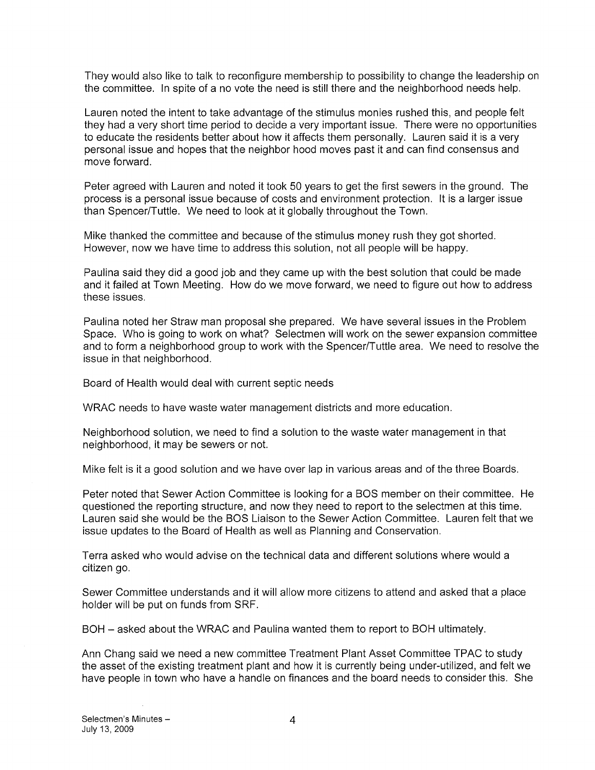They would also like to talk to reconfigure membership to possibility to change the leadership on the committee. In spite of a no vote the need is still there and the neighborhood needs help.

Lauren noted the intent to take advantage of the stimulus monies rushed this, and people felt they had a very short time period to decide a very important issue. There were no opportunities to educate the residents better about how it affects them personally. Lauren said it is a very personal issue and hopes that the neighbor hood moves past it and can find consensus and move forward.

Peter agreed with Lauren and noted it took 50 years to get the first sewers in the ground. The process is a personal issue because of costs and environment protection. It is a larger issue than Spencer/Tuttle. We need to look at it globally throughout the Town.

Mike thanked the committee and because of the stimulus money rush they got shorted. However, now we have time to address this solution, not all people will be happy.

Paulina said they did a good job and they came up with the best solution that could be made and it failed at Town Meeting. How do we move forward, we need to figure out how to address these issues.

Paulina noted her Straw man proposal she prepared. We have several issues in the Problem Space. Who is going to work on what? Selectmen will work on the sewer expansion committee and to form a neighborhood group to work with the Spencer/Tuttle area. We need to resolve the issue in that neighborhood.

Board of Health would deal with current septic needs

WRAC needs to have waste water management districts and more education.

Neighborhood solution, we need to find a solution to the waste water management in that neighborhood, it may be sewers or not.

Mike felt is it a good solution and we have over lap in various areas and of the three Boards.

Peter noted that Sewer Action Committee is looking for a BOS member on their committee. He questioned the reporting structure, and now they need to report to the selectmen at this time. Lauren said she would be the BOS Liaison to the Sewer Action Committee. Lauren felt that we issue updates to the Board of Health as well as Planning and Conservation.

Terra asked who would advise on the technical data and different solutions where would a citizen go.

Sewer Committee understands and it will allow more citizens to attend and asked that a place holder will be put on funds from SRF.

BOH – asked about the WRAC and Paulina wanted them to report to BOH ultimately.

Ann Chang said we need a new committee Treatment Plant Asset Committee TPAC to study the asset of the existing treatment plant and how it is currently being under-utilized, and felt we have people in town who have a handle on finances and the board needs to consider this. She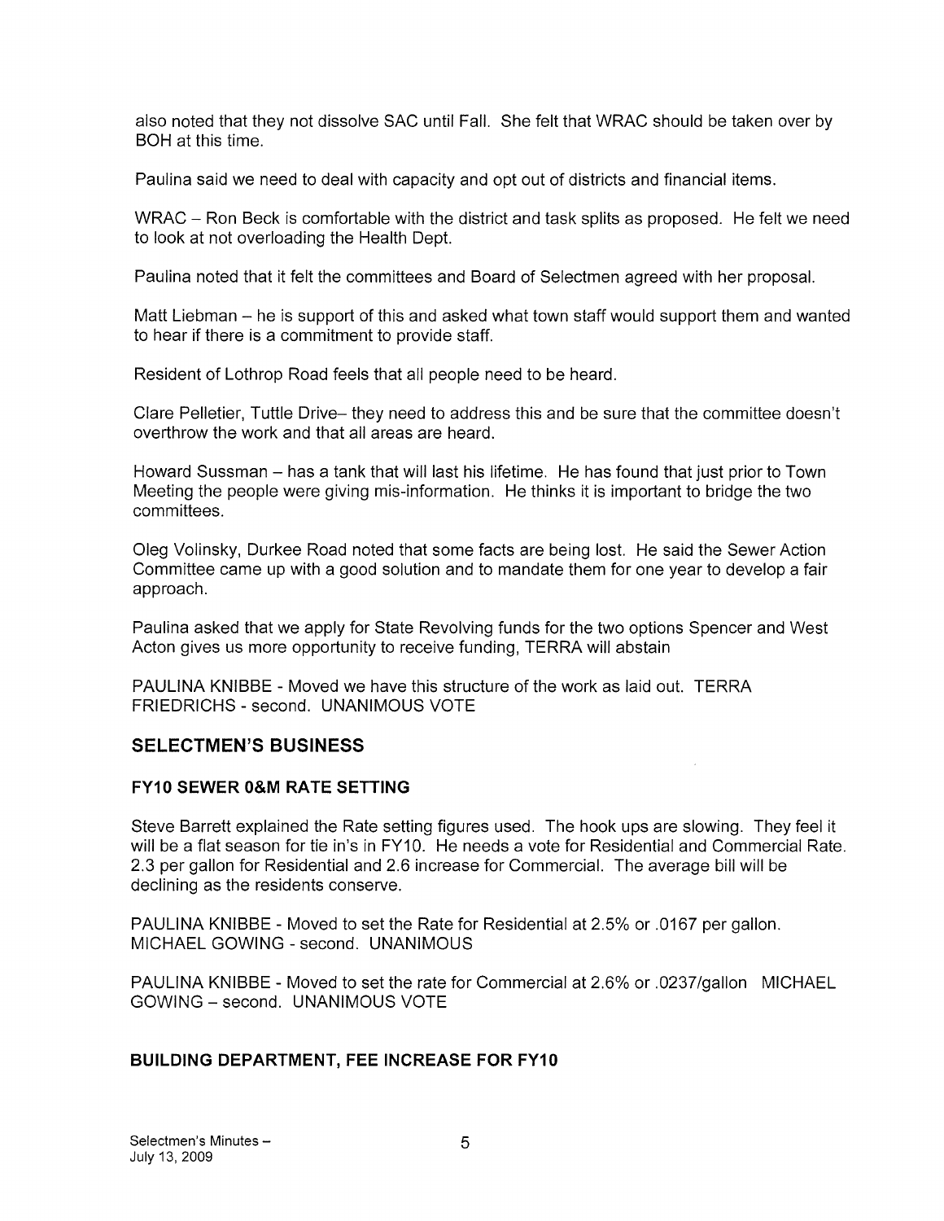also noted that they not dissolve SAC until Fall. She felt that WRAC should be taken over by BOH at this time.

Paulina said we need to deal with capacity and opt out of districts and financial items.

WRAC – Ron Beck is comfortable with the district and task splits as proposed. He felt we need to look at not overloading the Health Dept.

Paulina noted that it felt the committees and Board of Selectmen agreed with her proposal.

Matt Liebman – he is support of this and asked what town staff would support them and wanted to hear if there is a commitment to provide staff.

Resident of Lothrop Road feels that all people need to be heard.

Clare Pelletier, Tuttle Drive– they need to address this and be sure that the committee doesn't overthrow the work and that all areas are heard.

Howard Sussman – has a tank that will last his lifetime. He has found that just prior to Town Meeting the people were giving mis-information. He thinks it is important to bridge the two committees.

Oleg Volinsky, Durkee Road noted that some facts are being lost. He said the Sewer Action Committee came up with a good solution and to mandate them for one year to develop a fair approach.

Paulina asked that we apply for State Revolving funds for the two options Spencer and West Acton gives us more opportunity to receive funding, TERRA will abstain

PAULINA KNIBBE - Moved we have this structure of the work as laid out. TERRA FRIEDRICHS - second. UNANIMOUS VOTE

## SELECTMEN'S BUSINESS

### FY10 SEWER 0&M RATE SETTING

Steve Barrett explained the Rate setting figures used. The hook ups are slowing. They feel it will be a flat season for tie in's in FY10. He needs a vote for Residential and Commercial Rate. 2.3 per gallon for Residential and 2.6 increase for Commercial. The average bill will be declining as the residents conserve.

PAULINA KNIBBE - Moved to set the Rate for Residential at 2.5% or .0167 per gallon. MICHAEL GOWING - second. UNANIMOUS

PAULINA KNIBBE - Moved to set the rate for Commercial at 2.6% or .0237/gallon MICHAEL GOWING – second. UNANIMOUS VOTE

### BUILDING DEPARTMENT, FEE INCREASE FOR FY10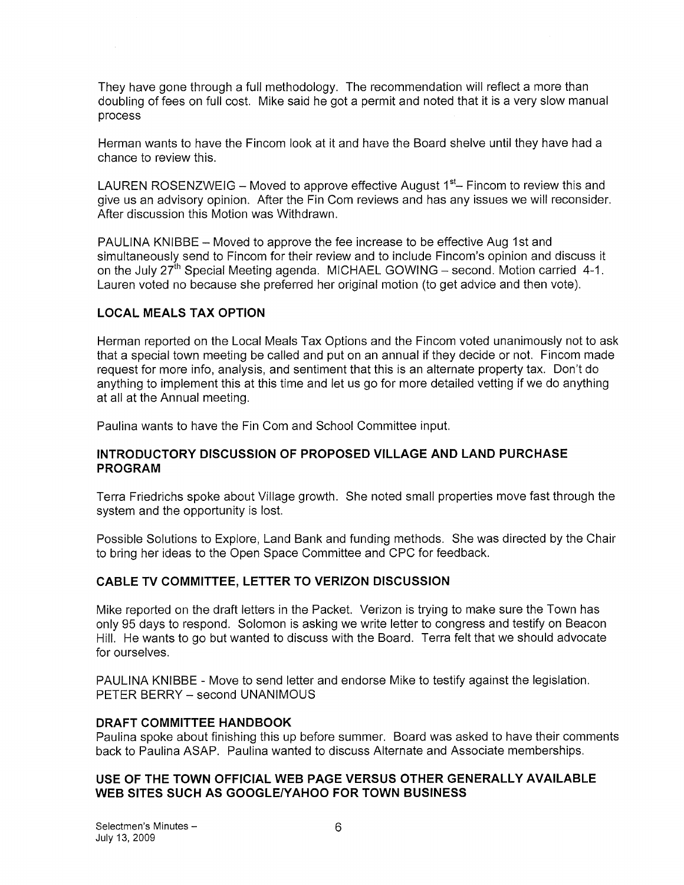They have gone through a full methodology. The recommendation will reflect a more than doubling of fees on full cost. Mike said he got a permit and noted that it is a very slow manual process

Herman wants to have the Fincom look at it and have the Board shelve until they have had a chance to review this.

LAUREN ROSENZWEIG – Moved to approve effective August 1st– Fincom to review this and give us an advisory opinion. After the Fin Com reviews and has any issues we will reconsider. After discussion this Motion was Withdrawn.

PAULINA KNIBBE – Moved to approve the fee increase to be effective Aug 1st and simultaneously send to Fincom for their review and to include Fincom's opinion and discuss it on the July 27th Special Meeting agenda. MICHAEL GOWING – second. Motion carried 4-1. Lauren voted no because she preferred her original motion (to get advice and then vote).

**LOCAL MEALS TAX OPTION**

Herman reported on the Local Meals Tax Options and the Fincom voted unanimously not to ask that a special town meeting be called and put on an annual if they decide or not. Fincom made request for more info, analysis, and sentiment that this is an alternate property tax. Don't do anything to implement this at this time and let us go for more detailed vetting if we do anything at all at the Annual meeting.

Paulina wants to have the Fin Com and School Committee input.

**INTRODUCTORY DISCUSSION OF PROPOSED VILLAGE AND LAND PURCHASE PROGRAM**

Terra Friedrichs spoke about Village growth. She noted small properties move fast through the system and the opportunity is lost.

Possible Solutions to Explore, Land Bank and funding methods. She was directed by the Chair to bring her ideas to the Open Space Committee and CPC for feedback.

**CABLE TV COMMITTEE, LETTER TO VERIZON DISCUSSION**

Mike reported on the draft letters in the Packet. Verizon is trying to make sure the Town has only 95 days to respond. Solomon is asking we write letter to congress and testify on Beacon Hill. He wants to go but wanted to discuss with the Board. Terra felt that we should advocate for ourselves.

PAULINA KNIBBE - Move to send letter and endorse Mike to testify against the legislation. PETER BERRY – second UNANIMOUS

**DRAFT COMMITTEE HANDBOOK**

Paulina spoke about finishing this up before summer. Board was asked to have their comments back to Paulina ASAP. Paulina wanted to discuss Alternate and Associate memberships.

**USE OF THE TOWN OFFICIAL WEB PAGE VERSUS OTHER GENERALLY AVAILABLE WEB SITES SUCH AS GOOGLE/YAHOO FOR TOWN BUSINESS**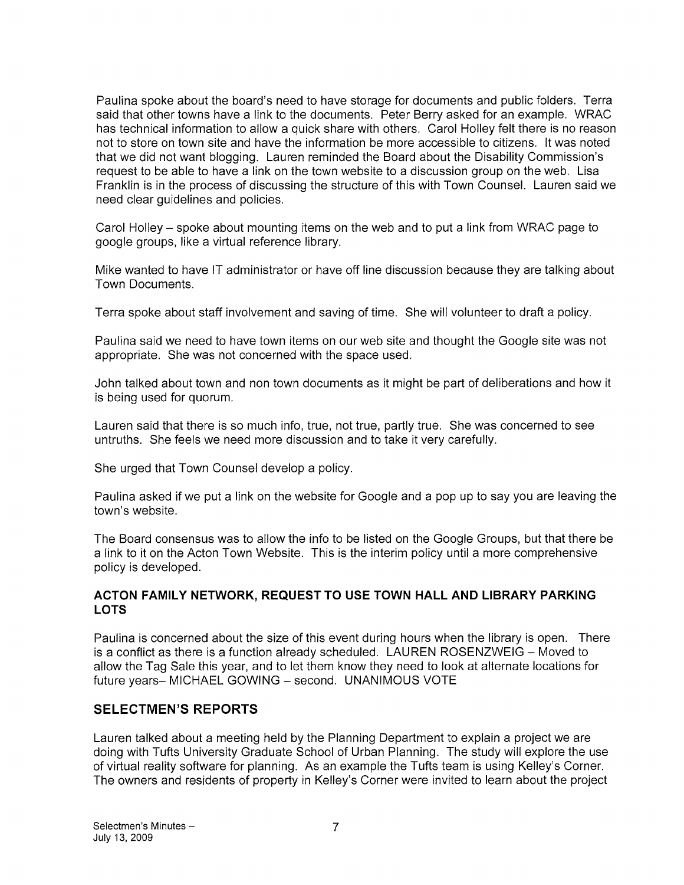Paulina spoke about the board's need to have storage for documents and public folders. Terra said that other towns have a link to the documents. Peter Berry asked for an example. WRAC has technical information to allow a quick share with others. Carol Holley felt there is no reason not to store on town site and have the information be more accessible to citizens. It was noted that we did not want blogging. Lauren reminded the Board about the Disability Commission's request to be able to have a link on the town website to a discussion group on the web. Lisa Franklin is in the process of discussing the structure of this with Town Counsel. Lauren said we need clear guidelines and policies.

Carol Holley – spoke about mounting items on the web and to put a link from WRAC page to google groups, like a virtual reference library.

Mike wanted to have IT administrator or have off line discussion because they are talking about Town Documents.

Terra spoke about staff involvement and saving of time. She will volunteer to draft a policy.

Paulina said we need to have town items on our web site and thought the Google site was not appropriate. She was not concerned with the space used.

John talked about town and non town documents as it might be part of deliberations and how it is being used for quorum.

Lauren said that there is so much info, true, not true, partly true. She was concerned to see untruths. She feels we need more discussion and to take it very carefully.

She urged that Town Counsel develop a policy.

Paulina asked if we put a link on the website for Google and a pop up to say you are leaving the town's website.

The Board consensus was to allow the info to be listed on the Google Groups, but that there be a link to it on the Acton Town Website. This is the interim policy until a more comprehensive policy is developed.

### ACTON FAMILY NETWORK, REQUEST TO USE TOWN HALL AND LIBRARY PARKING LOTS

Paulina is concerned about the size of this event during hours when the library is open. There is a conflict as there is a function already scheduled. LAUREN ROSENZWEIG – Moved to allow the Tag Sale this year, and to let them know they need to look at alternate locations for future years– MICHAEL GOWING – second. UNANIMOUS VOTE

## SELECTMEN'S REPORTS

Lauren talked about a meeting held by the Planning Department to explain a project we are doing with Tufts University Graduate School of Urban Planning. The study will explore the use of virtual reality software for planning. As an example the Tufts team is using Kelley's Corner. The owners and residents of property in Kelley's Corner were invited to learn about the project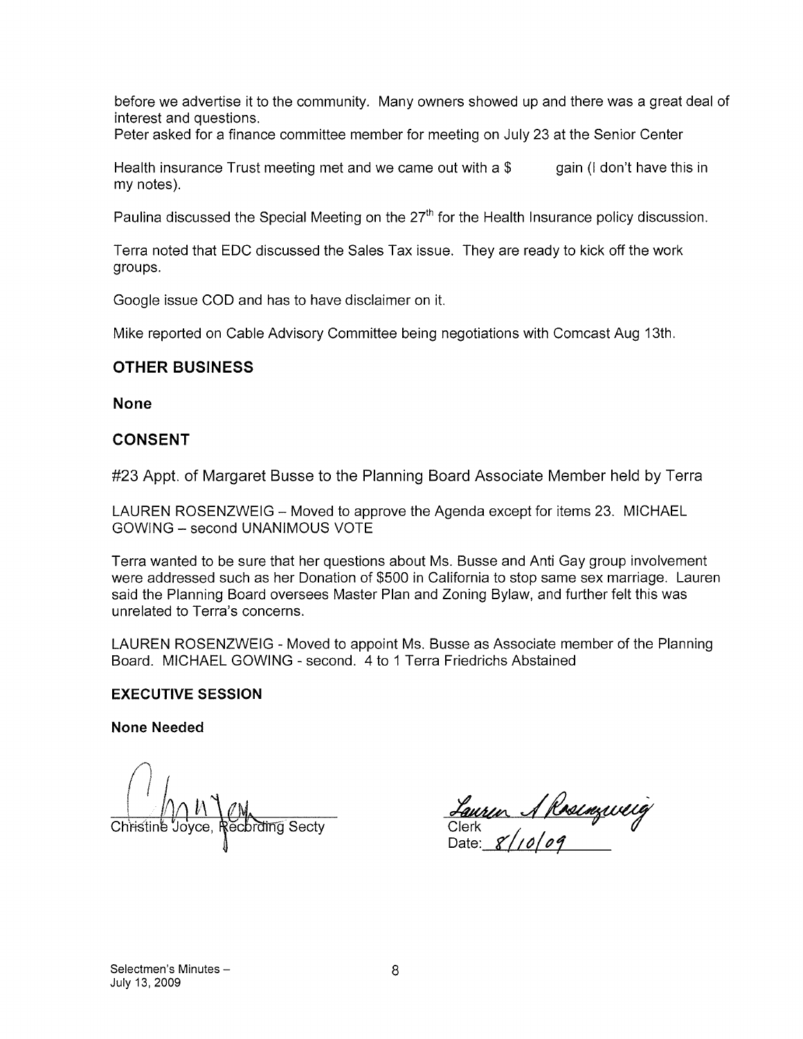before we advertise it to the community. Many owners showed up and there was a great deal of interest and questions.

Peter asked for a finance committee member for meeting on July 23 at the Senior Center

Health insurance Trust meeting met and we came out with a $ gain (I don't have this in my notes).

Paulina discussed the Special Meeting on the 27th for the Health Insurance policy discussion.

Terra noted that EDC discussed the Sales Tax issue. They are ready to kick off the work groups.

Google issue COD and has to have disclaimer on it.

Mike reported on Cable Advisory Committee being negotiations with Comcast Aug 13th.

## OTHER BUSINESS

**None**

## CONSENT

#23 Appt. of Margaret Busse to the Planning Board Associate Member held by Terra

LAUREN ROSENZWEIG – Moved to approve the Agenda except for items 23. MICHAEL GOWING – second UNANIMOUS VOTE

Terra wanted to be sure that her questions about Ms. Busse and Anti Gay group involvement were addressed such as her Donation of $500 in California to stop same sex marriage. Lauren said the Planning Board oversees Master Plan and Zoning Bylaw, and further felt this was unrelated to Terra's concerns.

LAUREN ROSENZWEIG - Moved to appoint Ms. Busse as Associate member of the Planning Board. MICHAEL GOWING - second. 4 to 1 Terra Friedrichs Abstained

### EXECUTIVE SESSION

**None Needed**

Christine Joyce, Recording Secty

Lauren A Rosenzweig
Clerk
Date: 8/10/09

Selectmen's Minutes –
July 13, 2009